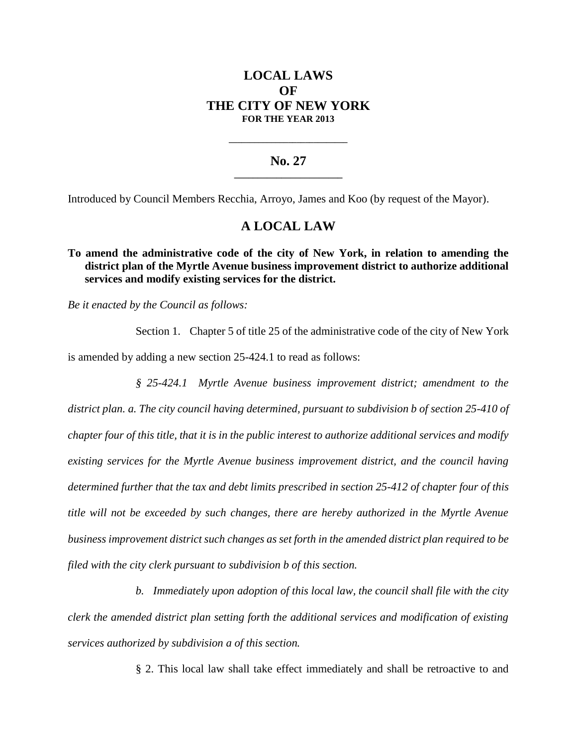# LOCAL LAWS OF THE CITY OF NEW YORK FOR THE YEAR 2013

---

## No. 27

---

Introduced by Council Members Recchia, Arroyo, James and Koo (by request of the Mayor).

## A LOCAL LAW

**To amend the administrative code of the city of New York, in relation to amending the district plan of the Myrtle Avenue business improvement district to authorize additional services and modify existing services for the district.**

*Be it enacted by the Council as follows:*

Section 1. Chapter 5 of title 25 of the administrative code of the city of New York is amended by adding a new section 25-424.1 to read as follows:

*§ 25-424.1 Myrtle Avenue business improvement district; amendment to the district plan. a. The city council having determined, pursuant to subdivision b of section 25-410 of chapter four of this title, that it is in the public interest to authorize additional services and modify existing services for the Myrtle Avenue business improvement district, and the council having determined further that the tax and debt limits prescribed in section 25-412 of chapter four of this title will not be exceeded by such changes, there are hereby authorized in the Myrtle Avenue business improvement district such changes as set forth in the amended district plan required to be filed with the city clerk pursuant to subdivision b of this section.*

*b. Immediately upon adoption of this local law, the council shall file with the city clerk the amended district plan setting forth the additional services and modification of existing services authorized by subdivision a of this section.*

§ 2. This local law shall take effect immediately and shall be retroactive to and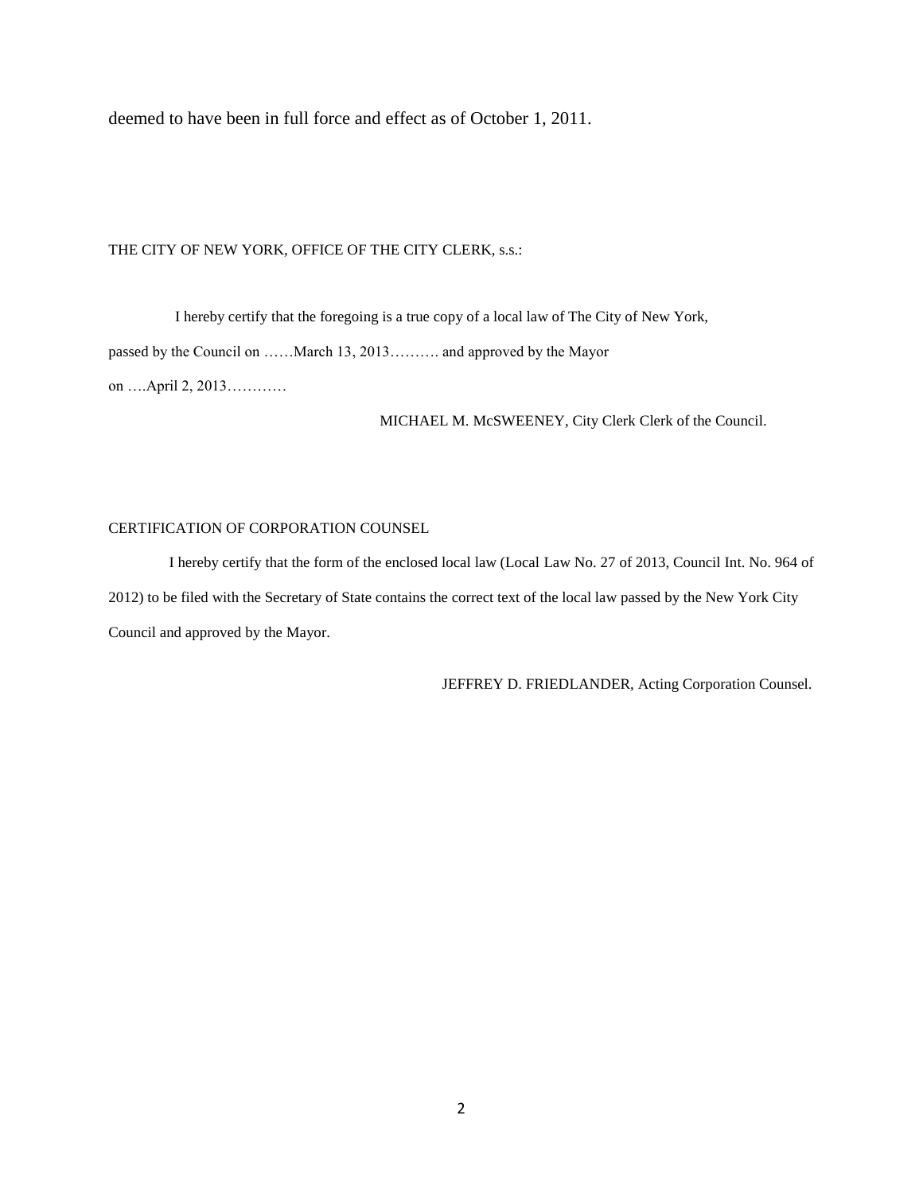deemed to have been in full force and effect as of October 1, 2011.

THE CITY OF NEW YORK, OFFICE OF THE CITY CLERK, s.s.:

I hereby certify that the foregoing is a true copy of a local law of The City of New York, passed by the Council on ……March 13, 2013………. and approved by the Mayor on ….April 2, 2013…………

MICHAEL M. McSWEENEY, City Clerk Clerk of the Council.

CERTIFICATION OF CORPORATION COUNSEL

I hereby certify that the form of the enclosed local law (Local Law No. 27 of 2013, Council Int. No. 964 of 2012) to be filed with the Secretary of State contains the correct text of the local law passed by the New York City Council and approved by the Mayor.

JEFFREY D. FRIEDLANDER, Acting Corporation Counsel.